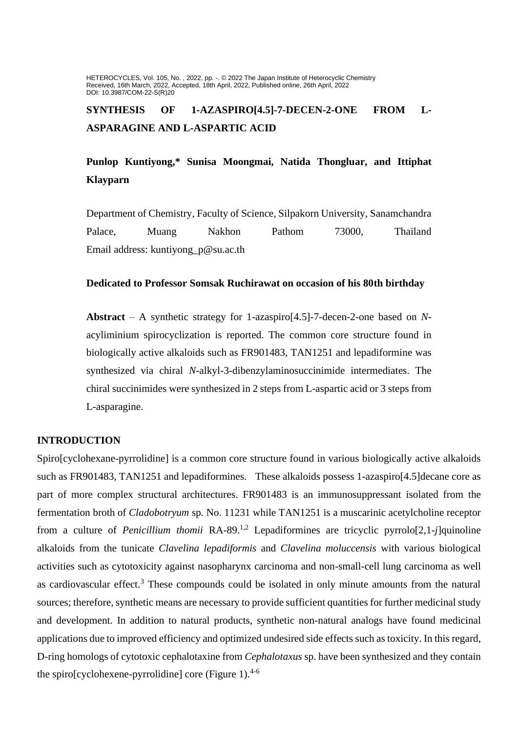# SYNTHESIS OF 1-AZASPIRO[4.5]-7-DECEN-2-ONE FROM L-ASPARAGINE AND L-ASPARTIC ACID

**Punlop Kuntiyong,* Sunisa Moongmai, Natida Thongluar, and Ittiphat Klayparn**

Department of Chemistry, Faculty of Science, Silpakorn University, Sanamchandra Palace, Muang Nakhon Pathom 73000, Thailand
Email address: kuntiyong_p@su.ac.th

**Dedicated to Professor Somsak Ruchirawat on occasion of his 80th birthday**

**Abstract** – A synthetic strategy for 1-azaspiro[4.5]-7-decen-2-one based on *N*-acyliminium spirocyclization is reported. The common core structure found in biologically active alkaloids such as FR901483, TAN1251 and lepadiformine was synthesized via chiral *N*-alkyl-3-dibenzylaminosuccinimide intermediates. The chiral succinimides were synthesized in 2 steps from L-aspartic acid or 3 steps from L-asparagine.

## INTRODUCTION

Spiro[cyclohexane-pyrrolidine] is a common core structure found in various biologically active alkaloids such as FR901483, TAN1251 and lepadiformines. These alkaloids possess 1-azaspiro[4.5]decane core as part of more complex structural architectures. FR901483 is an immunosuppressant isolated from the fermentation broth of *Cladobotryum* sp. No. 11231 while TAN1251 is a muscarinic acetylcholine receptor from a culture of *Penicillium thomii* RA-89.[1,2] Lepadiformines are tricyclic pyrrolo[2,1-*j*]quinoline alkaloids from the tunicate *Clavelina lepadiformis* and *Clavelina moluccensis* with various biological activities such as cytotoxicity against nasopharynx carcinoma and non-small-cell lung carcinoma as well as cardiovascular effect.[3] These compounds could be isolated in only minute amounts from the natural sources; therefore, synthetic means are necessary to provide sufficient quantities for further medicinal study and development. In addition to natural products, synthetic non-natural analogs have found medicinal applications due to improved efficiency and optimized undesired side effects such as toxicity. In this regard, D-ring homologs of cytotoxic cephalotaxine from *Cephalotaxus* sp. have been synthesized and they contain the spiro[cyclohexene-pyrrolidine] core (Figure 1).[4-6]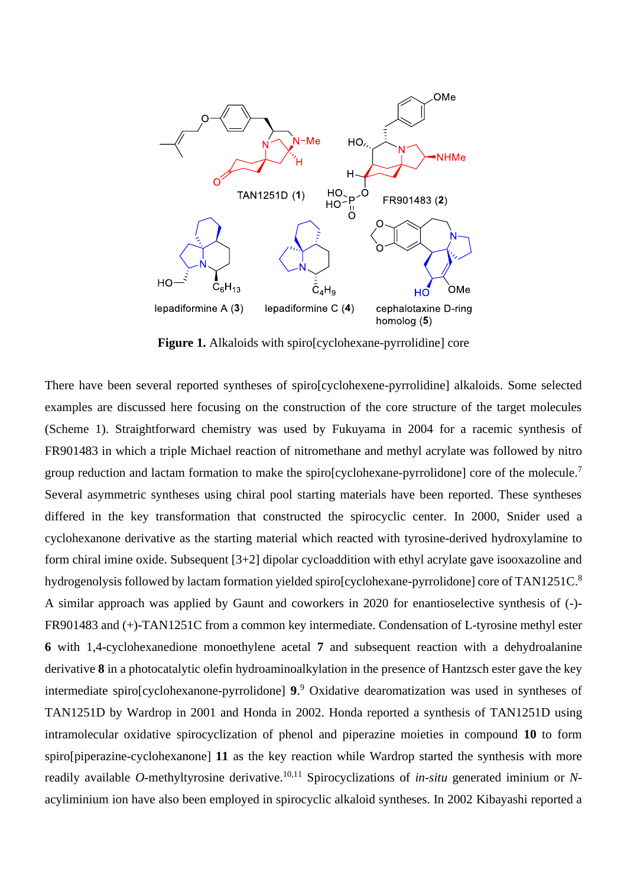**Figure 1.** Alkaloids with spiro[cyclohexane-pyrrolidine] core

There have been several reported syntheses of spiro[cyclohexene-pyrrolidine] alkaloids. Some selected examples are discussed here focusing on the construction of the core structure of the target molecules (Scheme 1). Straightforward chemistry was used by Fukuyama in 2004 for a racemic synthesis of FR901483 in which a triple Michael reaction of nitromethane and methyl acrylate was followed by nitro group reduction and lactam formation to make the spiro[cyclohexane-pyrrolidone] core of the molecule.[7] Several asymmetric syntheses using chiral pool starting materials have been reported. These syntheses differed in the key transformation that constructed the spirocyclic center. In 2000, Snider used a cyclohexanone derivative as the starting material which reacted with tyrosine-derived hydroxylamine to form chiral imine oxide. Subsequent [3+2] dipolar cycloaddition with ethyl acrylate gave isooxazoline and hydrogenolysis followed by lactam formation yielded spiro[cyclohexane-pyrrolidone] core of TAN1251C.[8] A similar approach was applied by Gaunt and coworkers in 2020 for enantioselective synthesis of (-)-FR901483 and (+)-TAN1251C from a common key intermediate. Condensation of L-tyrosine methyl ester **6** with 1,4-cyclohexanedione monoethylene acetal **7** and subsequent reaction with a dehydroalanine derivative **8** in a photocatalytic olefin hydroaminoalkylation in the presence of Hantzsch ester gave the key intermediate spiro[cyclohexanone-pyrrolidone] **9**.[9] Oxidative dearomatization was used in syntheses of TAN1251D by Wardrop in 2001 and Honda in 2002. Honda reported a synthesis of TAN1251D using intramolecular oxidative spirocyclization of phenol and piperazine moieties in compound **10** to form spiro[piperazine-cyclohexanone] **11** as the key reaction while Wardrop started the synthesis with more readily available *O*-methyltyrosine derivative.[10,11] Spirocyclizations of *in-situ* generated iminium or *N*-acyliminium ion have also been employed in spirocyclic alkaloid syntheses. In 2002 Kibayashi reported a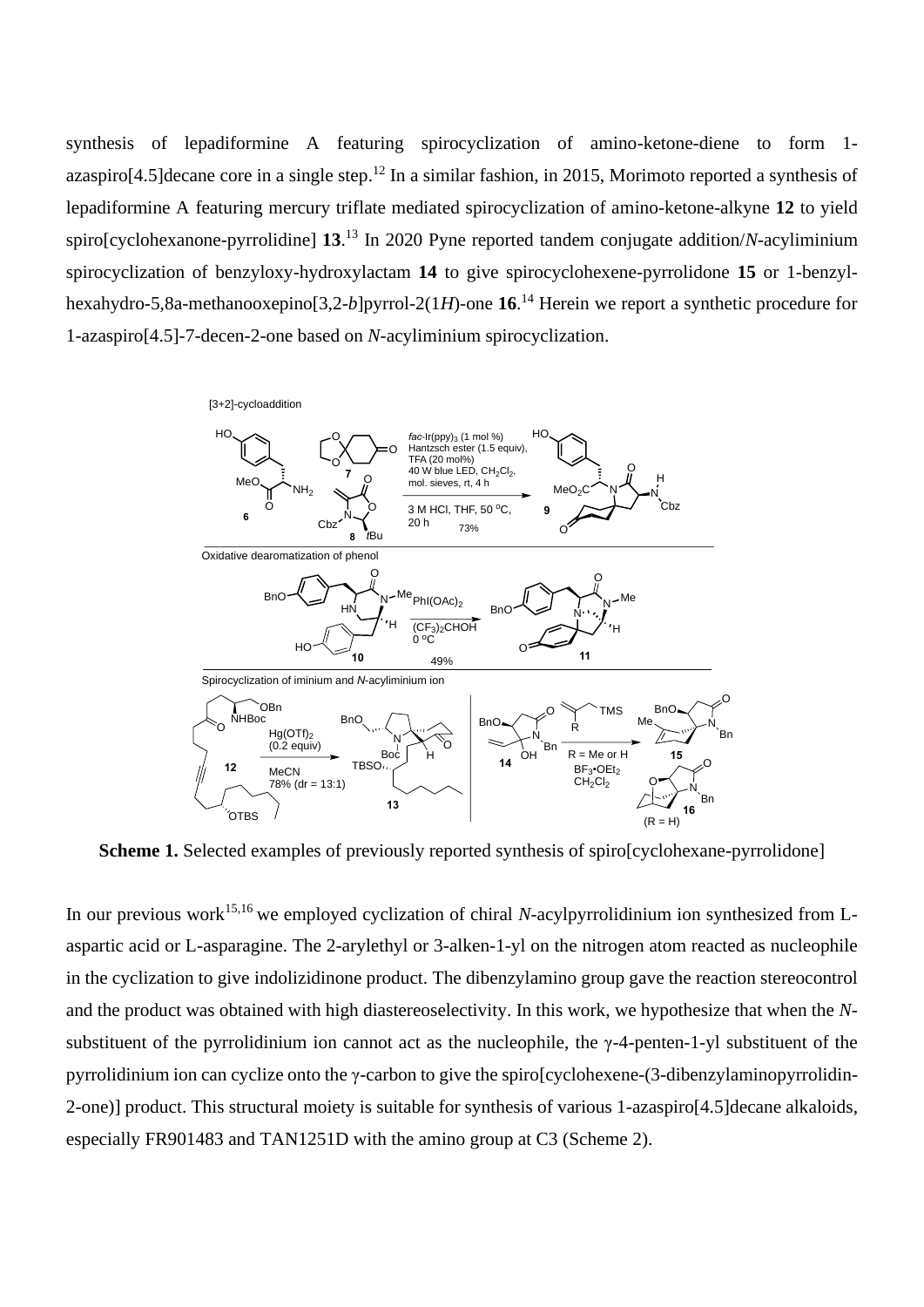synthesis of lepadiformine A featuring spirocyclization of amino-ketone-diene to form 1-azaspiro[4.5]decane core in a single step.[12] In a similar fashion, in 2015, Morimoto reported a synthesis of lepadiformine A featuring mercury triflate mediated spirocyclization of amino-ketone-alkyne **12** to yield spiro[cyclohexanone-pyrrolidine] **13**.[13] In 2020 Pyne reported tandem conjugate addition/*N*-acyliminium spirocyclization of benzyloxy-hydroxylactam **14** to give spirocyclohexene-pyrrolidone **15** or 1-benzyl-hexahydro-5,8a-methanooxepino[3,2-*b*]pyrrol-2(1*H*)-one **16**.[14] Herein we report a synthetic procedure for 1-azaspiro[4.5]-7-decen-2-one based on *N*-acyliminium spirocyclization.

**Scheme 1.** Selected examples of previously reported synthesis of spiro[cyclohexane-pyrrolidone]

In our previous work[15,16] we employed cyclization of chiral *N*-acylpyrrolidinium ion synthesized from L-aspartic acid or L-asparagine. The 2-arylethyl or 3-alken-1-yl on the nitrogen atom reacted as nucleophile in the cyclization to give indolizidinone product. The dibenzylamino group gave the reaction stereocontrol and the product was obtained with high diastereoselectivity. In this work, we hypothesize that when the *N*-substituent of the pyrrolidinium ion cannot act as the nucleophile, the γ-4-penten-1-yl substituent of the pyrrolidinium ion can cyclize onto the γ-carbon to give the spiro[cyclohexene-(3-dibenzylaminopyrrolidin-2-one)] product. This structural moiety is suitable for synthesis of various 1-azaspiro[4.5]decane alkaloids, especially FR901483 and TAN1251D with the amino group at C3 (Scheme 2).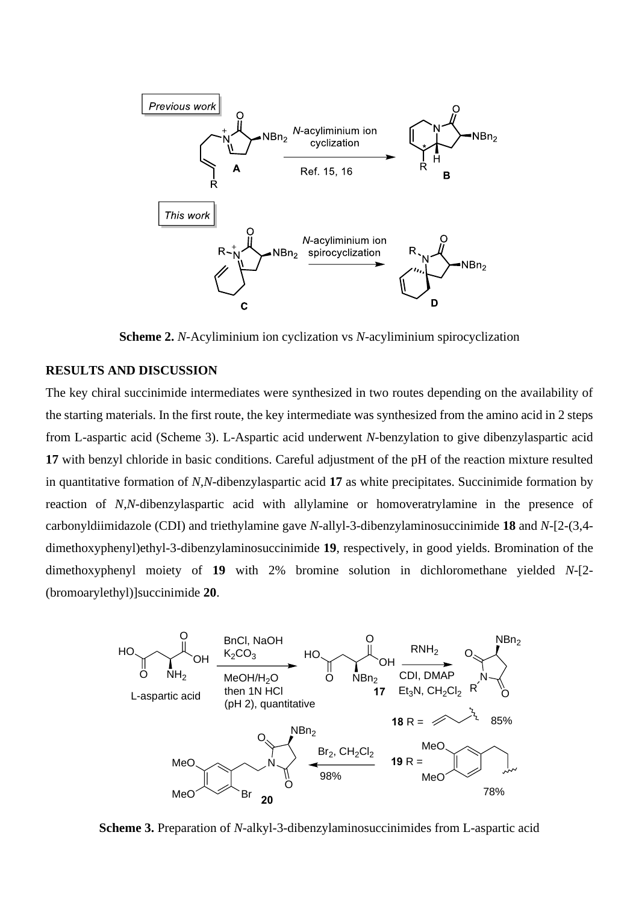**Scheme 2.** *N*-Acyliminium ion cyclization vs *N*-acyliminium spirocyclization

## RESULTS AND DISCUSSION

The key chiral succinimide intermediates were synthesized in two routes depending on the availability of the starting materials. In the first route, the key intermediate was synthesized from the amino acid in 2 steps from L-aspartic acid (Scheme 3). L-Aspartic acid underwent *N*-benzylation to give dibenzylaspartic acid **17** with benzyl chloride in basic conditions. Careful adjustment of the pH of the reaction mixture resulted in quantitative formation of *N,N*-dibenzylaspartic acid **17** as white precipitates. Succinimide formation by reaction of *N,N*-dibenzylaspartic acid with allylamine or homoveratrylamine in the presence of carbonyldiimidazole (CDI) and triethylamine gave *N*-allyl-3-dibenzylaminosuccinimide **18** and *N*-[2-(3,4-dimethoxyphenyl)ethyl-3-dibenzylaminosuccinimide **19**, respectively, in good yields. Bromination of the dimethoxyphenyl moiety of **19** with 2% bromine solution in dichloromethane yielded *N*-[2-(bromoarylethyl)]succinimide **20**.

**Scheme 3.** Preparation of *N*-alkyl-3-dibenzylaminosuccinimides from L-aspartic acid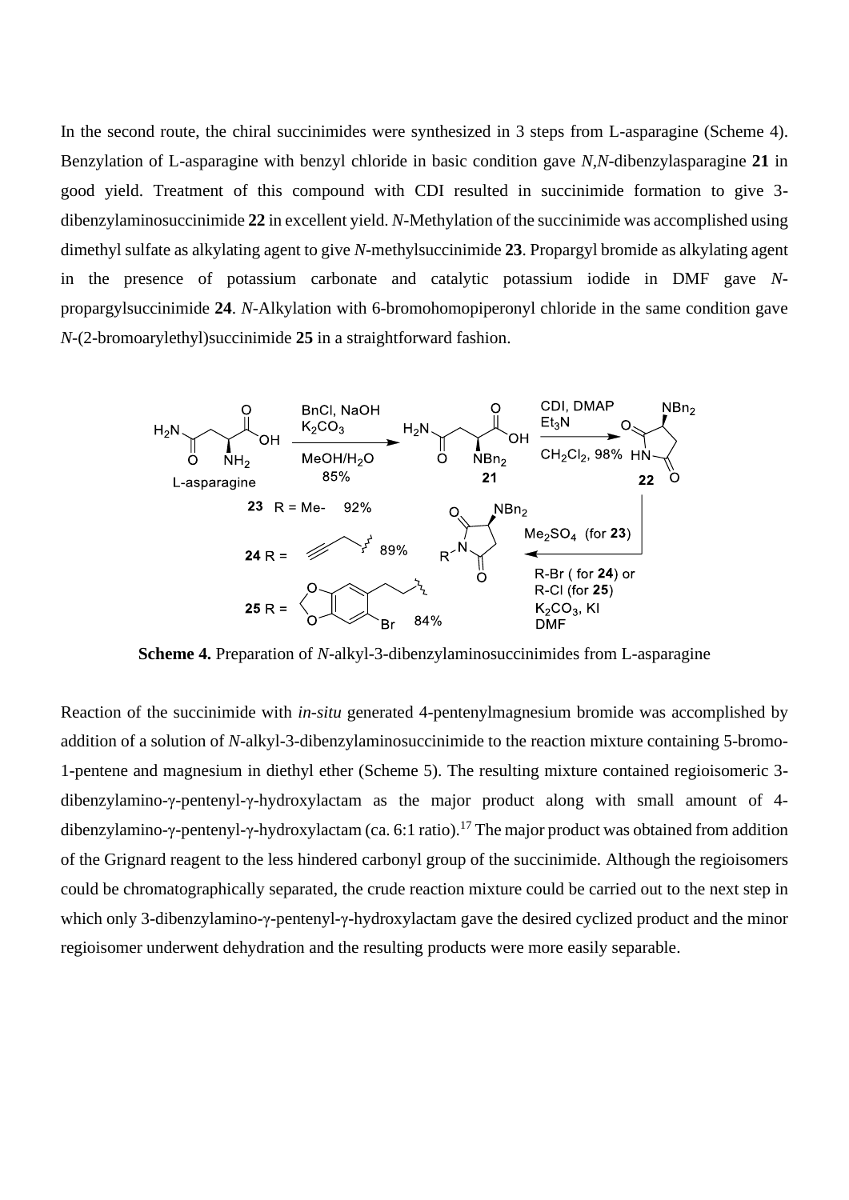In the second route, the chiral succinimides were synthesized in 3 steps from L-asparagine (Scheme 4). Benzylation of L-asparagine with benzyl chloride in basic condition gave *N*,*N*-dibenzylasparagine **21** in good yield. Treatment of this compound with CDI resulted in succinimide formation to give 3-dibenzylaminosuccinimide **22** in excellent yield. *N*-Methylation of the succinimide was accomplished using dimethyl sulfate as alkylating agent to give *N*-methylsuccinimide **23**. Propargyl bromide as alkylating agent in the presence of potassium carbonate and catalytic potassium iodide in DMF gave *N*-propargylsuccinimide **24**. *N*-Alkylation with 6-bromohomopiperonyl chloride in the same condition gave *N*-(2-bromoarylethyl)succinimide **25** in a straightforward fashion.

**Scheme 4.** Preparation of *N*-alkyl-3-dibenzylaminosuccinimides from L-asparagine

Reaction of the succinimide with *in-situ* generated 4-pentenylmagnesium bromide was accomplished by addition of a solution of *N*-alkyl-3-dibenzylaminosuccinimide to the reaction mixture containing 5-bromo-1-pentene and magnesium in diethyl ether (Scheme 5). The resulting mixture contained regioisomeric 3-dibenzylamino-γ-pentenyl-γ-hydroxylactam as the major product along with small amount of 4-dibenzylamino-γ-pentenyl-γ-hydroxylactam (ca. 6:1 ratio).[17] The major product was obtained from addition of the Grignard reagent to the less hindered carbonyl group of the succinimide. Although the regioisomers could be chromatographically separated, the crude reaction mixture could be carried out to the next step in which only 3-dibenzylamino-γ-pentenyl-γ-hydroxylactam gave the desired cyclized product and the minor regioisomer underwent dehydration and the resulting products were more easily separable.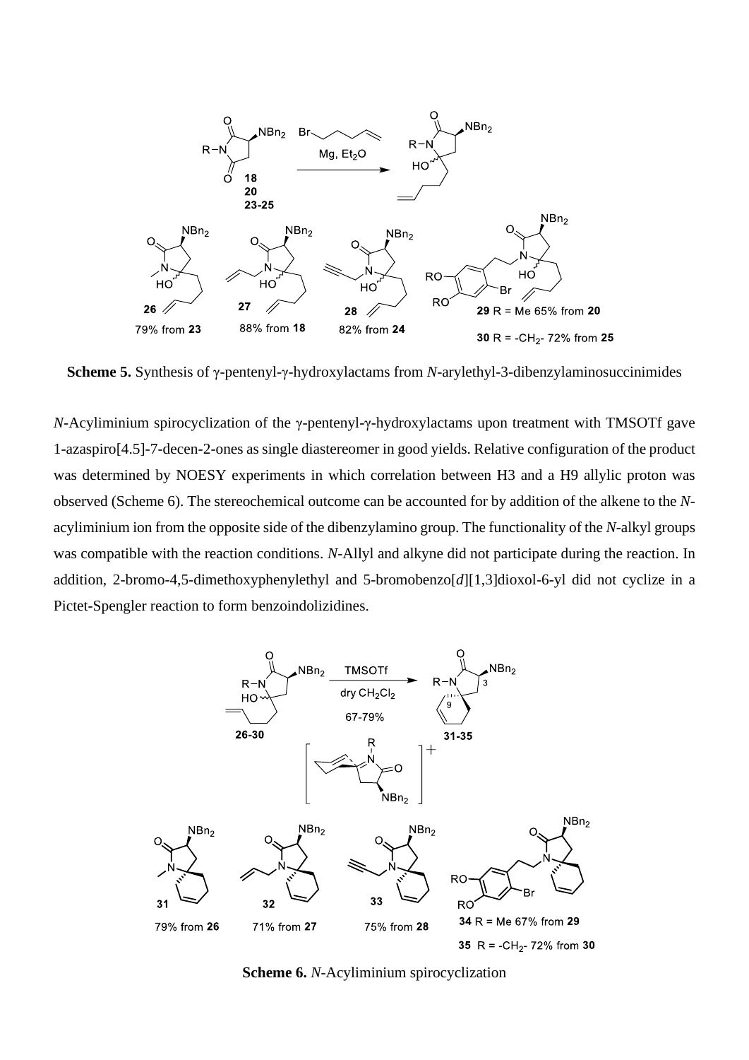**Scheme 5.** Synthesis of γ-pentenyl-γ-hydroxylactams from *N*-arylethyl-3-dibenzylaminosuccinimides

*N*-Acyliminium spirocyclization of the γ-pentenyl-γ-hydroxylactams upon treatment with TMSOTf gave 1-azaspiro[4.5]-7-decen-2-ones as single diastereomer in good yields. Relative configuration of the product was determined by NOESY experiments in which correlation between H3 and a H9 allylic proton was observed (Scheme 6). The stereochemical outcome can be accounted for by addition of the alkene to the *N*-acyliminium ion from the opposite side of the dibenzylamino group. The functionality of the *N*-alkyl groups was compatible with the reaction conditions. *N*-Allyl and alkyne did not participate during the reaction. In addition, 2-bromo-4,5-dimethoxyphenylethyl and 5-bromobenzo[*d*][1,3]dioxol-6-yl did not cyclize in a Pictet-Spengler reaction to form benzoindolizidines.

**Scheme 6.** *N*-Acyliminium spirocyclization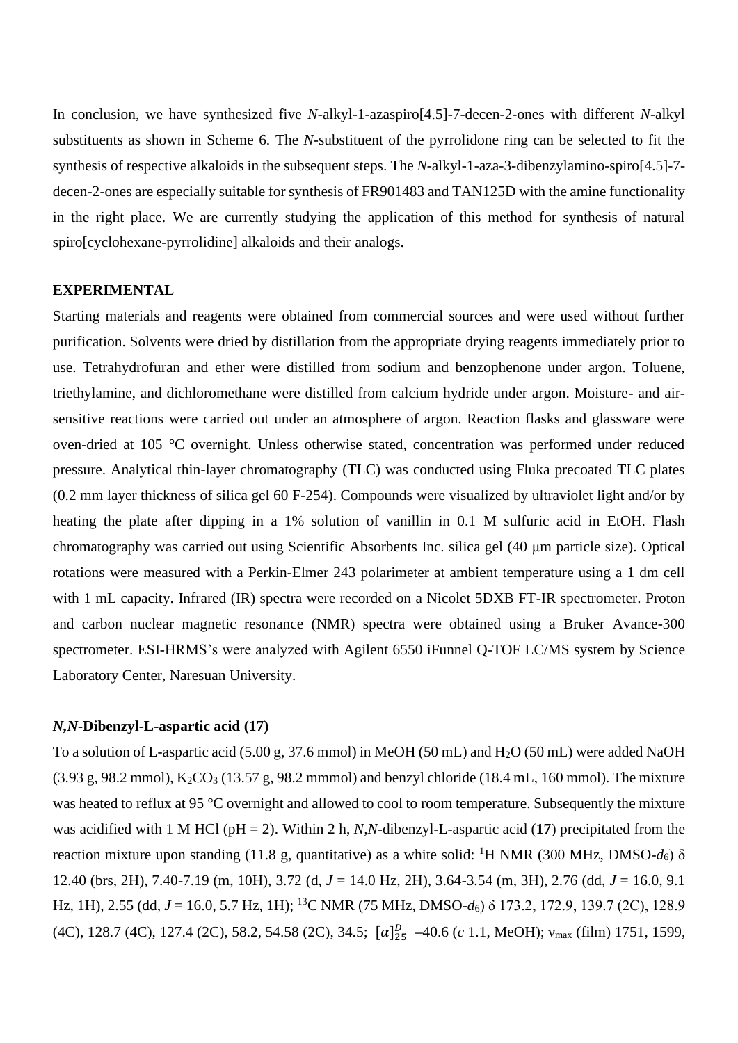In conclusion, we have synthesized five *N*-alkyl-1-azaspiro[4.5]-7-decen-2-ones with different *N*-alkyl substituents as shown in Scheme 6. The *N*-substituent of the pyrrolidone ring can be selected to fit the synthesis of respective alkaloids in the subsequent steps. The *N*-alkyl-1-aza-3-dibenzylamino-spiro[4.5]-7-decen-2-ones are especially suitable for synthesis of FR901483 and TAN125D with the amine functionality in the right place. We are currently studying the application of this method for synthesis of natural spiro[cyclohexane-pyrrolidine] alkaloids and their analogs.

## EXPERIMENTAL

Starting materials and reagents were obtained from commercial sources and were used without further purification. Solvents were dried by distillation from the appropriate drying reagents immediately prior to use. Tetrahydrofuran and ether were distilled from sodium and benzophenone under argon. Toluene, triethylamine, and dichloromethane were distilled from calcium hydride under argon. Moisture- and air-sensitive reactions were carried out under an atmosphere of argon. Reaction flasks and glassware were oven-dried at 105 °C overnight. Unless otherwise stated, concentration was performed under reduced pressure. Analytical thin-layer chromatography (TLC) was conducted using Fluka precoated TLC plates (0.2 mm layer thickness of silica gel 60 F-254). Compounds were visualized by ultraviolet light and/or by heating the plate after dipping in a 1% solution of vanillin in 0.1 M sulfuric acid in EtOH. Flash chromatography was carried out using Scientific Absorbents Inc. silica gel (40 μm particle size). Optical rotations were measured with a Perkin-Elmer 243 polarimeter at ambient temperature using a 1 dm cell with 1 mL capacity. Infrared (IR) spectra were recorded on a Nicolet 5DXB FT-IR spectrometer. Proton and carbon nuclear magnetic resonance (NMR) spectra were obtained using a Bruker Avance-300 spectrometer. ESI-HRMS's were analyzed with Agilent 6550 iFunnel Q-TOF LC/MS system by Science Laboratory Center, Naresuan University.

### *N,N*-Dibenzyl-L-aspartic acid (17)

To a solution of L-aspartic acid (5.00 g, 37.6 mmol) in MeOH (50 mL) and $H_2O$ (50 mL) were added NaOH (3.93 g, 98.2 mmol), $K_2CO_3$ (13.57 g, 98.2 mmmol) and benzyl chloride (18.4 mL, 160 mmol). The mixture was heated to reflux at 95 °C overnight and allowed to cool to room temperature. Subsequently the mixture was acidified with 1 M HCl (pH = 2). Within 2 h, *N,N*-dibenzyl-L-aspartic acid (**17**) precipitated from the reaction mixture upon standing (11.8 g, quantitative) as a white solid: $^1$H NMR (300 MHz, DMSO-$d_6$) δ 12.40 (brs, 2H), 7.40-7.19 (m, 10H), 3.72 (d, *J* = 14.0 Hz, 2H), 3.64-3.54 (m, 3H), 2.76 (dd, *J* = 16.0, 9.1 Hz, 1H), 2.55 (dd, *J* = 16.0, 5.7 Hz, 1H); $^{13}$C NMR (75 MHz, DMSO-$d_6$) δ 173.2, 172.9, 139.7 (2C), 128.9 (4C), 128.7 (4C), 127.4 (2C), 58.2, 54.58 (2C), 34.5; $[\alpha]_{25}^{D}$ –40.6 (*c* 1.1, MeOH); $\nu_{max}$ (film) 1751, 1599,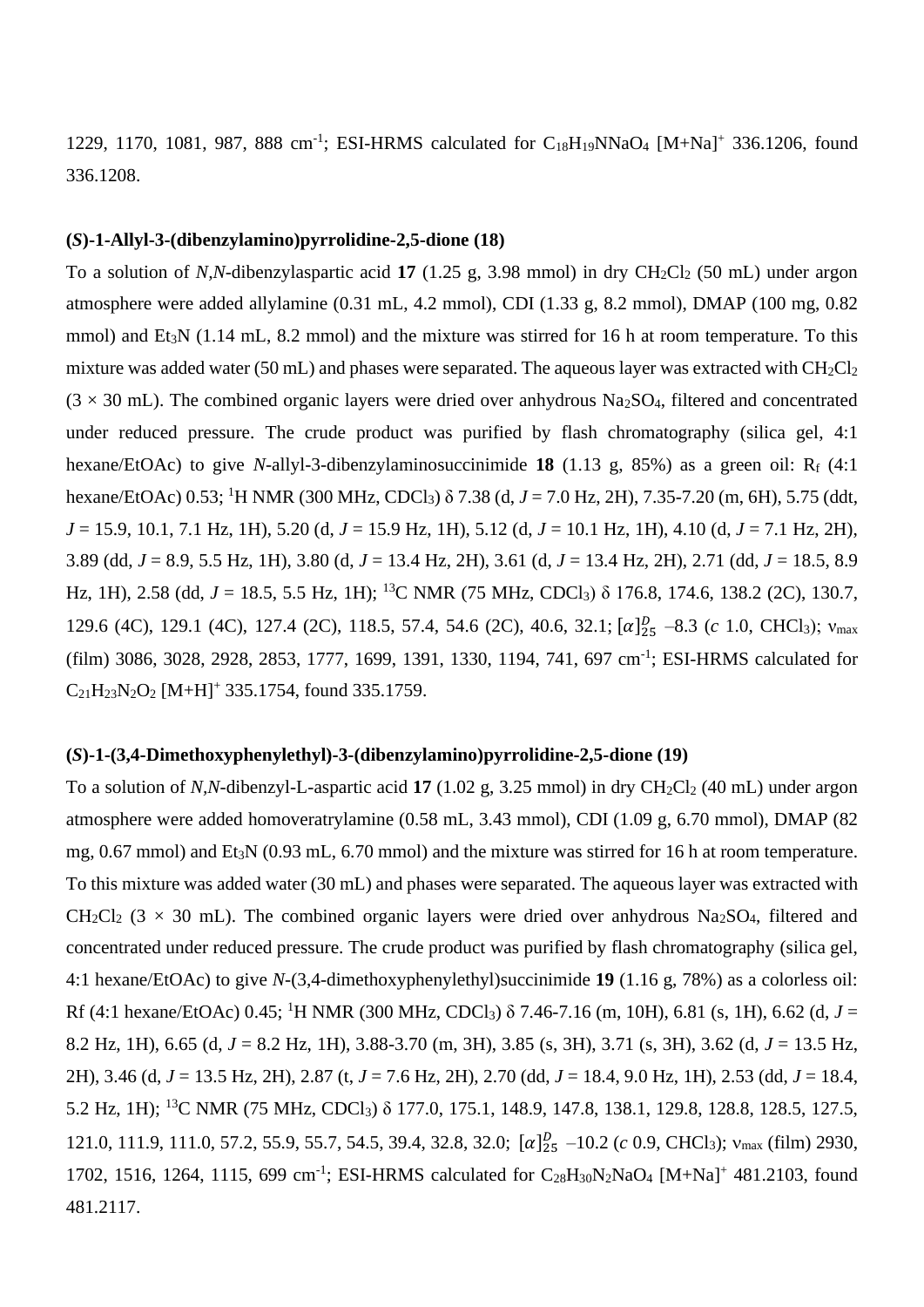1229, 1170, 1081, 987, 888 cm$^{-1}$; ESI-HRMS calculated for $C_{18}H_{19}NNaO_4$ [M+Na]$^+$ 336.1206, found 336.1208.

**(*S*)-1-Allyl-3-(dibenzylamino)pyrrolidine-2,5-dione (18)**

To a solution of *N,N*-dibenzylaspartic acid **17** (1.25 g, 3.98 mmol) in dry $CH_2Cl_2$ (50 mL) under argon atmosphere were added allylamine (0.31 mL, 4.2 mmol), CDI (1.33 g, 8.2 mmol), DMAP (100 mg, 0.82 mmol) and $Et_3N$ (1.14 mL, 8.2 mmol) and the mixture was stirred for 16 h at room temperature. To this mixture was added water (50 mL) and phases were separated. The aqueous layer was extracted with $CH_2Cl_2$ (3 × 30 mL). The combined organic layers were dried over anhydrous $Na_2SO_4$, filtered and concentrated under reduced pressure. The crude product was purified by flash chromatography (silica gel, 4:1 hexane/EtOAc) to give *N*-allyl-3-dibenzylaminosuccinimide **18** (1.13 g, 85%) as a green oil: $R_f$ (4:1 hexane/EtOAc) 0.53; $^1$H NMR (300 MHz, $CDCl_3$) δ 7.38 (d, *J* = 7.0 Hz, 2H), 7.35-7.20 (m, 6H), 5.75 (ddt, *J* = 15.9, 10.1, 7.1 Hz, 1H), 5.20 (d, *J* = 15.9 Hz, 1H), 5.12 (d, *J* = 10.1 Hz, 1H), 4.10 (d, *J* = 7.1 Hz, 2H), 3.89 (dd, *J* = 8.9, 5.5 Hz, 1H), 3.80 (d, *J* = 13.4 Hz, 2H), 3.61 (d, *J* = 13.4 Hz, 2H), 2.71 (dd, *J* = 18.5, 8.9 Hz, 1H), 2.58 (dd, *J* = 18.5, 5.5 Hz, 1H); $^{13}$C NMR (75 MHz, $CDCl_3$) δ 176.8, 174.6, 138.2 (2C), 130.7, 129.6 (4C), 129.1 (4C), 127.4 (2C), 118.5, 57.4, 54.6 (2C), 40.6, 32.1; $[\alpha]^D_{25}$ –8.3 (*c* 1.0, $CHCl_3$); $\nu_{max}$ (film) 3086, 3028, 2928, 2853, 1777, 1699, 1391, 1330, 1194, 741, 697 cm$^{-1}$; ESI-HRMS calculated for $C_{21}H_{23}N_2O_2$ [M+H]$^+$ 335.1754, found 335.1759.

**(*S*)-1-(3,4-Dimethoxyphenylethyl)-3-(dibenzylamino)pyrrolidine-2,5-dione (19)**

To a solution of *N,N*-dibenzyl-L-aspartic acid **17** (1.02 g, 3.25 mmol) in dry $CH_2Cl_2$ (40 mL) under argon atmosphere were added homoveratrylamine (0.58 mL, 3.43 mmol), CDI (1.09 g, 6.70 mmol), DMAP (82 mg, 0.67 mmol) and $Et_3N$ (0.93 mL, 6.70 mmol) and the mixture was stirred for 16 h at room temperature. To this mixture was added water (30 mL) and phases were separated. The aqueous layer was extracted with $CH_2Cl_2$ (3 × 30 mL). The combined organic layers were dried over anhydrous $Na_2SO_4$, filtered and concentrated under reduced pressure. The crude product was purified by flash chromatography (silica gel, 4:1 hexane/EtOAc) to give *N*-(3,4-dimethoxyphenylethyl)succinimide **19** (1.16 g, 78%) as a colorless oil: Rf (4:1 hexane/EtOAc) 0.45; $^1$H NMR (300 MHz, $CDCl_3$) δ 7.46-7.16 (m, 10H), 6.81 (s, 1H), 6.62 (d, *J* = 8.2 Hz, 1H), 6.65 (d, *J* = 8.2 Hz, 1H), 3.88-3.70 (m, 3H), 3.85 (s, 3H), 3.71 (s, 3H), 3.62 (d, *J* = 13.5 Hz, 2H), 3.46 (d, *J* = 13.5 Hz, 2H), 2.87 (t, *J* = 7.6 Hz, 2H), 2.70 (dd, *J* = 18.4, 9.0 Hz, 1H), 2.53 (dd, *J* = 18.4, 5.2 Hz, 1H); $^{13}$C NMR (75 MHz, $CDCl_3$) δ 177.0, 175.1, 148.9, 147.8, 138.1, 129.8, 128.8, 128.5, 127.5, 121.0, 111.9, 111.0, 57.2, 55.9, 55.7, 54.5, 39.4, 32.8, 32.0; $[\alpha]^D_{25}$ –10.2 (*c* 0.9, $CHCl_3$); $\nu_{max}$ (film) 2930, 1702, 1516, 1264, 1115, 699 cm$^{-1}$; ESI-HRMS calculated for $C_{28}H_{30}N_2NaO_4$ [M+Na]$^+$ 481.2103, found 481.2117.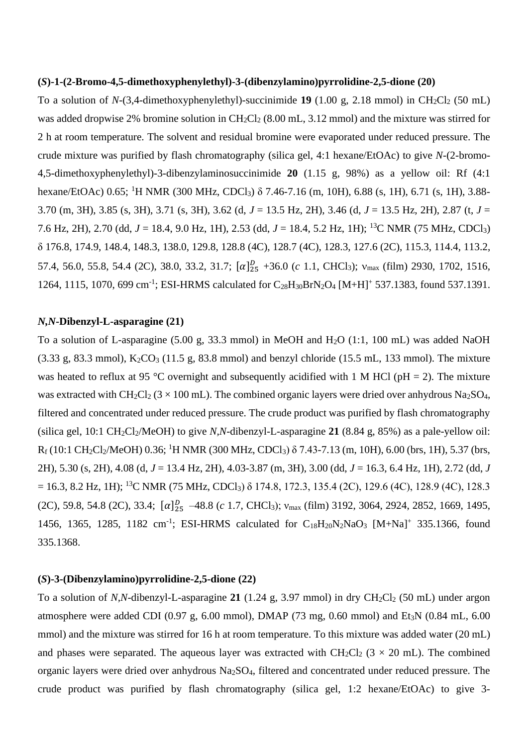**(*S*)-1-(2-Bromo-4,5-dimethoxyphenylethyl)-3-(dibenzylamino)pyrrolidine-2,5-dione (20)**

To a solution of *N*-(3,4-dimethoxyphenylethyl)-succinimide **19** (1.00 g, 2.18 mmol) in $CH_2Cl_2$ (50 mL) was added dropwise 2% bromine solution in $CH_2Cl_2$ (8.00 mL, 3.12 mmol) and the mixture was stirred for 2 h at room temperature. The solvent and residual bromine were evaporated under reduced pressure. The crude mixture was purified by flash chromatography (silica gel, 4:1 hexane/EtOAc) to give *N*-(2-bromo-4,5-dimethoxyphenylethyl)-3-dibenzylaminosuccinimide **20** (1.15 g, 98%) as a yellow oil: Rf (4:1 hexane/EtOAc) 0.65; $^1$H NMR (300 MHz, $CDCl_3$) δ 7.46-7.16 (m, 10H), 6.88 (s, 1H), 6.71 (s, 1H), 3.88-3.70 (m, 3H), 3.85 (s, 3H), 3.71 (s, 3H), 3.62 (d, *J* = 13.5 Hz, 2H), 3.46 (d, *J* = 13.5 Hz, 2H), 2.87 (t, *J* = 7.6 Hz, 2H), 2.70 (dd, *J* = 18.4, 9.0 Hz, 1H), 2.53 (dd, *J* = 18.4, 5.2 Hz, 1H); $^{13}$C NMR (75 MHz, $CDCl_3$) δ 176.8, 174.9, 148.4, 148.3, 138.0, 129.8, 128.8 (4C), 128.7 (4C), 128.3, 127.6 (2C), 115.3, 114.4, 113.2, 57.4, 56.0, 55.8, 54.4 (2C), 38.0, 33.2, 31.7; $[\alpha]_{25}^{D}$ +36.0 (*c* 1.1, $CHCl_3$); $\nu_{max}$ (film) 2930, 1702, 1516, 1264, 1115, 1070, 699 $cm^{-1}$; ESI-HRMS calculated for $C_{28}H_{30}BrN_2O_4$ $[M+H]^+$ 537.1383, found 537.1391.

***N*,*N*-Dibenzyl-L-asparagine (21)**

To a solution of L-asparagine (5.00 g, 33.3 mmol) in MeOH and $H_2O$ (1:1, 100 mL) was added NaOH (3.33 g, 83.3 mmol), $K_2CO_3$ (11.5 g, 83.8 mmol) and benzyl chloride (15.5 mL, 133 mmol). The mixture was heated to reflux at 95 °C overnight and subsequently acidified with 1 M HCl (pH = 2). The mixture was extracted with $CH_2Cl_2$ (3 × 100 mL). The combined organic layers were dried over anhydrous $Na_2SO_4$, filtered and concentrated under reduced pressure. The crude product was purified by flash chromatography (silica gel, 10:1 $CH_2Cl_2$/MeOH) to give *N*,*N*-dibenzyl-L-asparagine **21** (8.84 g, 85%) as a pale-yellow oil: $R_f$ (10:1 $CH_2Cl_2$/MeOH) 0.36; $^1$H NMR (300 MHz, $CDCl_3$) δ 7.43-7.13 (m, 10H), 6.00 (brs, 1H), 5.37 (brs, 2H), 5.30 (s, 2H), 4.08 (d, *J* = 13.4 Hz, 2H), 4.03-3.87 (m, 3H), 3.00 (dd, *J* = 16.3, 6.4 Hz, 1H), 2.72 (dd, *J* = 16.3, 8.2 Hz, 1H); $^{13}$C NMR (75 MHz, $CDCl_3$) δ 174.8, 172.3, 135.4 (2C), 129.6 (4C), 128.9 (4C), 128.3 (2C), 59.8, 54.8 (2C), 33.4; $[\alpha]_{25}^{D}$ –48.8 (*c* 1.7, $CHCl_3$); $\nu_{max}$ (film) 3192, 3064, 2924, 2852, 1669, 1495, 1456, 1365, 1285, 1182 $cm^{-1}$; ESI-HRMS calculated for $C_{18}H_{20}N_2NaO_3$ $[M+Na]^+$ 335.1366, found 335.1368.

**(*S*)-3-(Dibenzylamino)pyrrolidine-2,5-dione (22)**

To a solution of *N*,*N*-dibenzyl-L-asparagine **21** (1.24 g, 3.97 mmol) in dry $CH_2Cl_2$ (50 mL) under argon atmosphere were added CDI (0.97 g, 6.00 mmol), DMAP (73 mg, 0.60 mmol) and $Et_3N$ (0.84 mL, 6.00 mmol) and the mixture was stirred for 16 h at room temperature. To this mixture was added water (20 mL) and phases were separated. The aqueous layer was extracted with $CH_2Cl_2$ (3 × 20 mL). The combined organic layers were dried over anhydrous $Na_2SO_4$, filtered and concentrated under reduced pressure. The crude product was purified by flash chromatography (silica gel, 1:2 hexane/EtOAc) to give 3-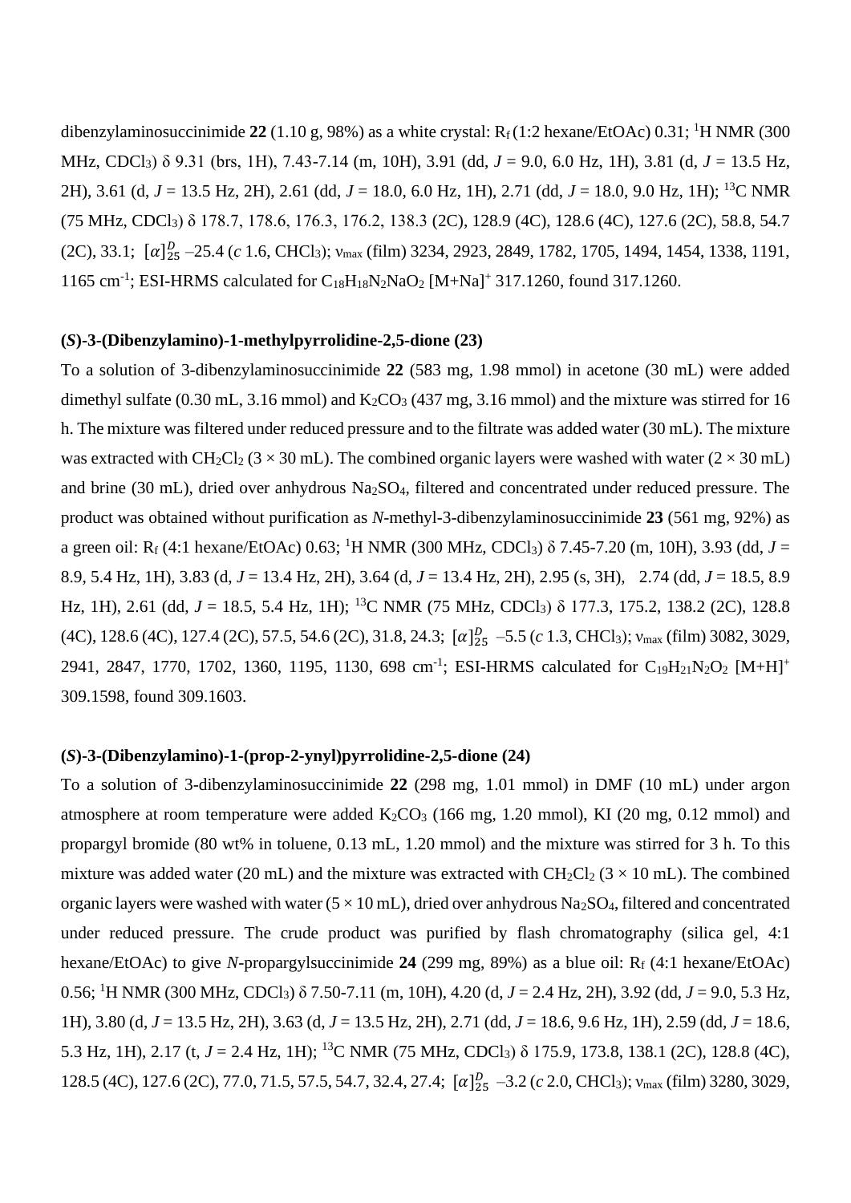dibenzylaminosuccinimide **22** (1.10 g, 98%) as a white crystal: $R_f$ (1:2 hexane/EtOAc) 0.31; $^1$H NMR (300 MHz, $CDCl_3$) δ 9.31 (brs, 1H), 7.43-7.14 (m, 10H), 3.91 (dd, *J* = 9.0, 6.0 Hz, 1H), 3.81 (d, *J* = 13.5 Hz, 2H), 3.61 (d, *J* = 13.5 Hz, 2H), 2.61 (dd, *J* = 18.0, 6.0 Hz, 1H), 2.71 (dd, *J* = 18.0, 9.0 Hz, 1H); $^{13}$C NMR (75 MHz, $CDCl_3$) δ 178.7, 178.6, 176.3, 176.2, 138.3 (2C), 128.9 (4C), 128.6 (4C), 127.6 (2C), 58.8, 54.7 (2C), 33.1; $[\alpha]_{25}^{D}$ –25.4 (*c* 1.6, $CHCl_3$); $\nu_{max}$ (film) 3234, 2923, 2849, 1782, 1705, 1494, 1454, 1338, 1191, 1165 cm$^{-1}$; ESI-HRMS calculated for $C_{18}H_{18}N_2NaO_2$ $[M+Na]^+$ 317.1260, found 317.1260.

**(*S*)-3-(Dibenzylamino)-1-methylpyrrolidine-2,5-dione (23)**

To a solution of 3-dibenzylaminosuccinimide **22** (583 mg, 1.98 mmol) in acetone (30 mL) were added dimethyl sulfate (0.30 mL, 3.16 mmol) and $K_2CO_3$ (437 mg, 3.16 mmol) and the mixture was stirred for 16 h. The mixture was filtered under reduced pressure and to the filtrate was added water (30 mL). The mixture was extracted with $CH_2Cl_2$ (3 × 30 mL). The combined organic layers were washed with water (2 × 30 mL) and brine (30 mL), dried over anhydrous $Na_2SO_4$, filtered and concentrated under reduced pressure. The product was obtained without purification as *N*-methyl-3-dibenzylaminosuccinimide **23** (561 mg, 92%) as a green oil: $R_f$ (4:1 hexane/EtOAc) 0.63; $^1$H NMR (300 MHz, $CDCl_3$) δ 7.45-7.20 (m, 10H), 3.93 (dd, *J* = 8.9, 5.4 Hz, 1H), 3.83 (d, *J* = 13.4 Hz, 2H), 3.64 (d, *J* = 13.4 Hz, 2H), 2.95 (s, 3H), 2.74 (dd, *J* = 18.5, 8.9 Hz, 1H), 2.61 (dd, *J* = 18.5, 5.4 Hz, 1H); $^{13}$C NMR (75 MHz, $CDCl_3$) δ 177.3, 175.2, 138.2 (2C), 128.8 (4C), 128.6 (4C), 127.4 (2C), 57.5, 54.6 (2C), 31.8, 24.3; $[\alpha]_{25}^{D}$ –5.5 (*c* 1.3, $CHCl_3$); $\nu_{max}$ (film) 3082, 3029, 2941, 2847, 1770, 1702, 1360, 1195, 1130, 698 cm$^{-1}$; ESI-HRMS calculated for $C_{19}H_{21}N_2O_2$ $[M+H]^+$ 309.1598, found 309.1603.

**(*S*)-3-(Dibenzylamino)-1-(prop-2-ynyl)pyrrolidine-2,5-dione (24)**

To a solution of 3-dibenzylaminosuccinimide **22** (298 mg, 1.01 mmol) in DMF (10 mL) under argon atmosphere at room temperature were added $K_2CO_3$ (166 mg, 1.20 mmol), KI (20 mg, 0.12 mmol) and propargyl bromide (80 wt% in toluene, 0.13 mL, 1.20 mmol) and the mixture was stirred for 3 h. To this mixture was added water (20 mL) and the mixture was extracted with $CH_2Cl_2$ (3 × 10 mL). The combined organic layers were washed with water (5 × 10 mL), dried over anhydrous $Na_2SO_4$, filtered and concentrated under reduced pressure. The crude product was purified by flash chromatography (silica gel, 4:1 hexane/EtOAc) to give *N*-propargylsuccinimide **24** (299 mg, 89%) as a blue oil: $R_f$ (4:1 hexane/EtOAc) 0.56; $^1$H NMR (300 MHz, $CDCl_3$) δ 7.50-7.11 (m, 10H), 4.20 (d, *J* = 2.4 Hz, 2H), 3.92 (dd, *J* = 9.0, 5.3 Hz, 1H), 3.80 (d, *J* = 13.5 Hz, 2H), 3.63 (d, *J* = 13.5 Hz, 2H), 2.71 (dd, *J* = 18.6, 9.6 Hz, 1H), 2.59 (dd, *J* = 18.6, 5.3 Hz, 1H), 2.17 (t, *J* = 2.4 Hz, 1H); $^{13}$C NMR (75 MHz, $CDCl_3$) δ 175.9, 173.8, 138.1 (2C), 128.8 (4C), 128.5 (4C), 127.6 (2C), 77.0, 71.5, 57.5, 54.7, 32.4, 27.4; $[\alpha]_{25}^{D}$ –3.2 (*c* 2.0, $CHCl_3$); $\nu_{max}$ (film) 3280, 3029,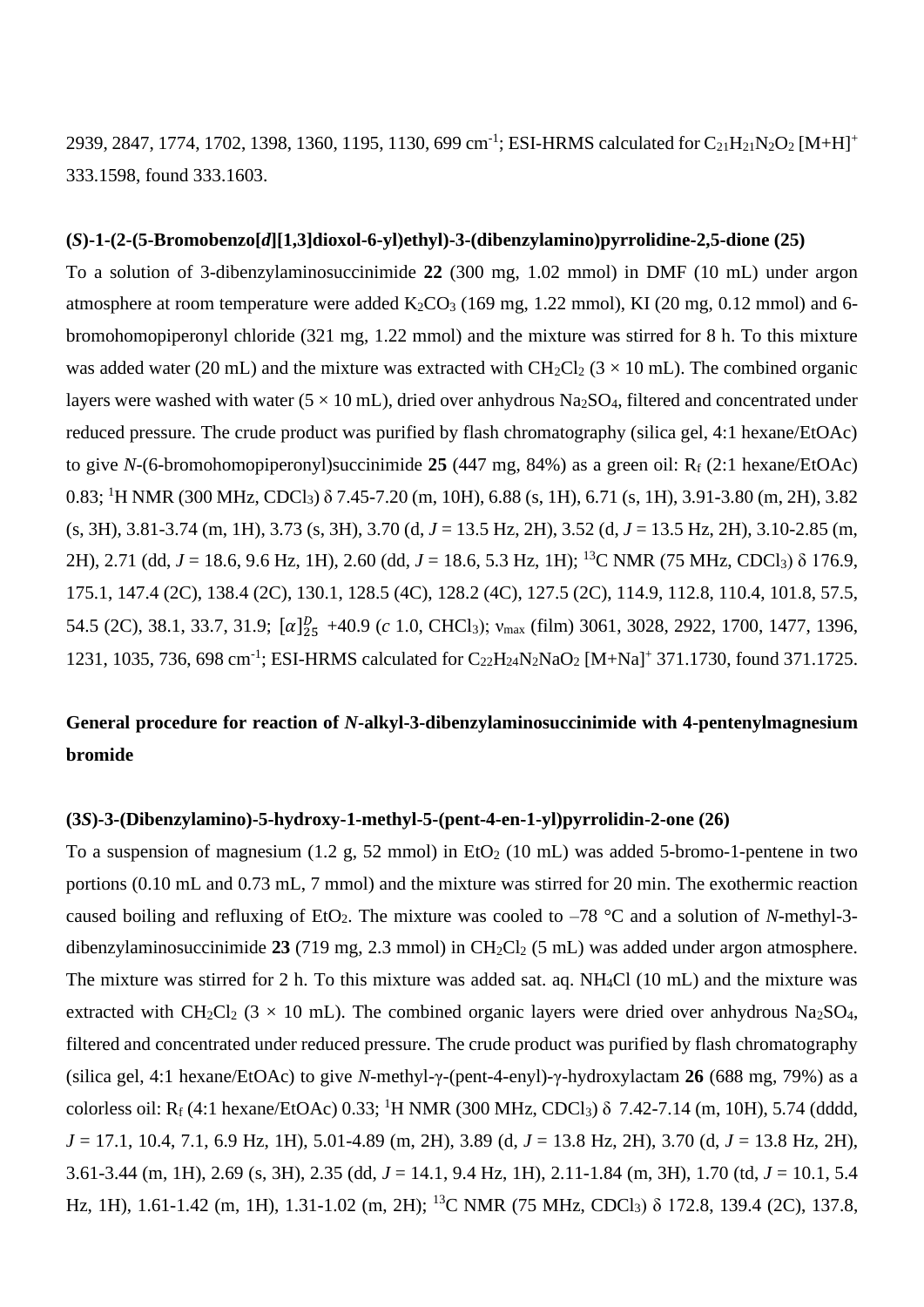2939, 2847, 1774, 1702, 1398, 1360, 1195, 1130, 699 cm$^{-1}$; ESI-HRMS calculated for $C_{21}H_{21}N_2O_2$ $[M+H]^+$ 333.1598, found 333.1603.

**(*S*)-1-(2-(5-Bromobenzo[*d*][1,3]dioxol-6-yl)ethyl)-3-(dibenzylamino)pyrrolidine-2,5-dione (25)**

To a solution of 3-dibenzylaminosuccinimide **22** (300 mg, 1.02 mmol) in DMF (10 mL) under argon atmosphere at room temperature were added $K_2CO_3$ (169 mg, 1.22 mmol), KI (20 mg, 0.12 mmol) and 6-bromohomopiperonyl chloride (321 mg, 1.22 mmol) and the mixture was stirred for 8 h. To this mixture was added water (20 mL) and the mixture was extracted with $CH_2Cl_2$ (3 × 10 mL). The combined organic layers were washed with water (5 × 10 mL), dried over anhydrous $Na_2SO_4$, filtered and concentrated under reduced pressure. The crude product was purified by flash chromatography (silica gel, 4:1 hexane/EtOAc) to give *N*-(6-bromohomopiperonyl)succinimide **25** (447 mg, 84%) as a green oil: $R_f$ (2:1 hexane/EtOAc) 0.83; $^1$H NMR (300 MHz, $CDCl_3$) δ 7.45-7.20 (m, 10H), 6.88 (s, 1H), 6.71 (s, 1H), 3.91-3.80 (m, 2H), 3.82 (s, 3H), 3.81-3.74 (m, 1H), 3.73 (s, 3H), 3.70 (d, *J* = 13.5 Hz, 2H), 3.52 (d, *J* = 13.5 Hz, 2H), 3.10-2.85 (m, 2H), 2.71 (dd, *J* = 18.6, 9.6 Hz, 1H), 2.60 (dd, *J* = 18.6, 5.3 Hz, 1H); $^{13}$C NMR (75 MHz, $CDCl_3$) δ 176.9, 175.1, 147.4 (2C), 138.4 (2C), 130.1, 128.5 (4C), 128.2 (4C), 127.5 (2C), 114.9, 112.8, 110.4, 101.8, 57.5, 54.5 (2C), 38.1, 33.7, 31.9; $[\alpha]_{25}^{D}$ +40.9 (*c* 1.0, $CHCl_3$); $\nu_{max}$ (film) 3061, 3028, 2922, 1700, 1477, 1396, 1231, 1035, 736, 698 cm$^{-1}$; ESI-HRMS calculated for $C_{22}H_{24}N_2NaO_2$ $[M+Na]^+$ 371.1730, found 371.1725.

**General procedure for reaction of *N*-alkyl-3-dibenzylaminosuccinimide with 4-pentenylmagnesium bromide**

**(3*S*)-3-(Dibenzylamino)-5-hydroxy-1-methyl-5-(pent-4-en-1-yl)pyrrolidin-2-one (26)**

To a suspension of magnesium (1.2 g, 52 mmol) in $EtO_2$ (10 mL) was added 5-bromo-1-pentene in two portions (0.10 mL and 0.73 mL, 7 mmol) and the mixture was stirred for 20 min. The exothermic reaction caused boiling and refluxing of $EtO_2$. The mixture was cooled to –78 °C and a solution of *N*-methyl-3-dibenzylaminosuccinimide **23** (719 mg, 2.3 mmol) in $CH_2Cl_2$ (5 mL) was added under argon atmosphere. The mixture was stirred for 2 h. To this mixture was added sat. aq. $NH_4Cl$ (10 mL) and the mixture was extracted with $CH_2Cl_2$ (3 × 10 mL). The combined organic layers were dried over anhydrous $Na_2SO_4$, filtered and concentrated under reduced pressure. The crude product was purified by flash chromatography (silica gel, 4:1 hexane/EtOAc) to give *N*-methyl-γ-(pent-4-enyl)-γ-hydroxylactam **26** (688 mg, 79%) as a colorless oil: $R_f$ (4:1 hexane/EtOAc) 0.33; $^1$H NMR (300 MHz, $CDCl_3$) δ 7.42-7.14 (m, 10H), 5.74 (dddd, *J* = 17.1, 10.4, 7.1, 6.9 Hz, 1H), 5.01-4.89 (m, 2H), 3.89 (d, *J* = 13.8 Hz, 2H), 3.70 (d, *J* = 13.8 Hz, 2H), 3.61-3.44 (m, 1H), 2.69 (s, 3H), 2.35 (dd, *J* = 14.1, 9.4 Hz, 1H), 2.11-1.84 (m, 3H), 1.70 (td, *J* = 10.1, 5.4 Hz, 1H), 1.61-1.42 (m, 1H), 1.31-1.02 (m, 2H); $^{13}$C NMR (75 MHz, $CDCl_3$) δ 172.8, 139.4 (2C), 137.8,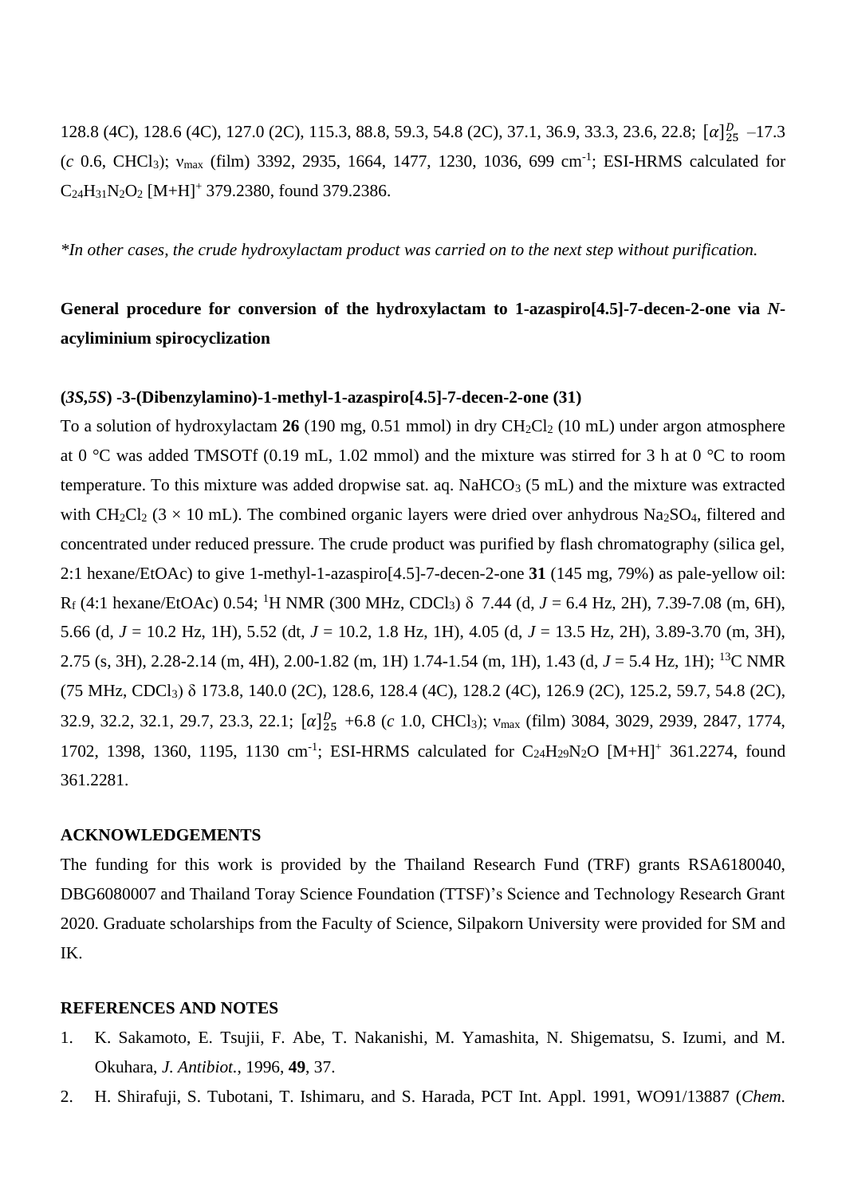128.8 (4C), 128.6 (4C), 127.0 (2C), 115.3, 88.8, 59.3, 54.8 (2C), 37.1, 36.9, 33.3, 23.6, 22.8; $[\alpha]_{25}^{D}$ –17.3 (*c* 0.6, $CHCl_3$); $\nu_{max}$ (film) 3392, 2935, 1664, 1477, 1230, 1036, 699 $cm^{-1}$; ESI-HRMS calculated for $C_{24}H_{31}N_2O_2$ $[M+H]^+$ 379.2380, found 379.2386.

*\*In other cases, the crude hydroxylactam product was carried on to the next step without purification.*

**General procedure for conversion of the hydroxylactam to 1-azaspiro[4.5]-7-decen-2-one via *N*-acyliminium spirocyclization**

**(*3S,5S*) -3-(Dibenzylamino)-1-methyl-1-azaspiro[4.5]-7-decen-2-one (31)**

To a solution of hydroxylactam **26** (190 mg, 0.51 mmol) in dry $CH_2Cl_2$ (10 mL) under argon atmosphere at 0 °C was added TMSOTf (0.19 mL, 1.02 mmol) and the mixture was stirred for 3 h at 0 °C to room temperature. To this mixture was added dropwise sat. aq. $NaHCO_3$ (5 mL) and the mixture was extracted with $CH_2Cl_2$ (3 × 10 mL). The combined organic layers were dried over anhydrous $Na_2SO_4$, filtered and concentrated under reduced pressure. The crude product was purified by flash chromatography (silica gel, 2:1 hexane/EtOAc) to give 1-methyl-1-azaspiro[4.5]-7-decen-2-one **31** (145 mg, 79%) as pale-yellow oil: $R_f$ (4:1 hexane/EtOAc) 0.54; $^1H$ NMR (300 MHz, $CDCl_3$) δ 7.44 (d, *J* = 6.4 Hz, 2H), 7.39-7.08 (m, 6H), 5.66 (d, *J* = 10.2 Hz, 1H), 5.52 (dt, *J* = 10.2, 1.8 Hz, 1H), 4.05 (d, *J* = 13.5 Hz, 2H), 3.89-3.70 (m, 3H), 2.75 (s, 3H), 2.28-2.14 (m, 4H), 2.00-1.82 (m, 1H) 1.74-1.54 (m, 1H), 1.43 (d, *J* = 5.4 Hz, 1H); $^{13}C$ NMR (75 MHz, $CDCl_3$) δ 173.8, 140.0 (2C), 128.6, 128.4 (4C), 128.2 (4C), 126.9 (2C), 125.2, 59.7, 54.8 (2C), 32.9, 32.2, 32.1, 29.7, 23.3, 22.1; $[\alpha]_{25}^{D}$ +6.8 (*c* 1.0, $CHCl_3$); $\nu_{max}$ (film) 3084, 3029, 2939, 2847, 1774, 1702, 1398, 1360, 1195, 1130 $cm^{-1}$; ESI-HRMS calculated for $C_{24}H_{29}N_2O$ $[M+H]^+$ 361.2274, found 361.2281.

## ACKNOWLEDGEMENTS

The funding for this work is provided by the Thailand Research Fund (TRF) grants RSA6180040, DBG6080007 and Thailand Toray Science Foundation (TTSF)'s Science and Technology Research Grant 2020. Graduate scholarships from the Faculty of Science, Silpakorn University were provided for SM and IK.

## REFERENCES AND NOTES

1. K. Sakamoto, E. Tsujii, F. Abe, T. Nakanishi, M. Yamashita, N. Shigematsu, S. Izumi, and M. Okuhara, *J. Antibiot.*, 1996, **49**, 37.
2. H. Shirafuji, S. Tubotani, T. Ishimaru, and S. Harada, PCT Int. Appl. 1991, WO91/13887 (*Chem.*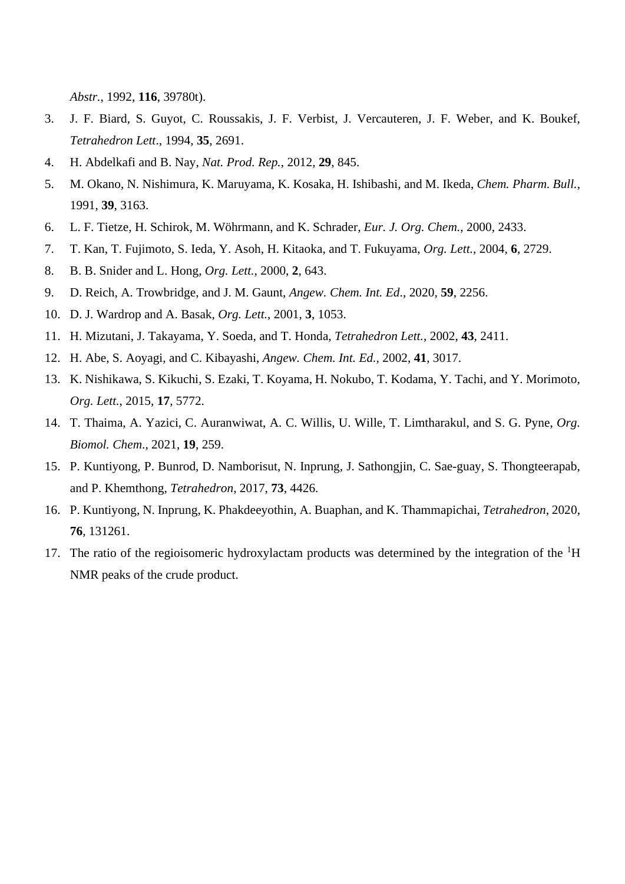*Abstr.*, 1992, **116**, 39780t).

3. J. F. Biard, S. Guyot, C. Roussakis, J. F. Verbist, J. Vercauteren, J. F. Weber, and K. Boukef, *Tetrahedron Lett*., 1994, **35**, 2691.
4. H. Abdelkafi and B. Nay, *Nat. Prod. Rep.*, 2012, **29**, 845.
5. M. Okano, N. Nishimura, K. Maruyama, K. Kosaka, H. Ishibashi, and M. Ikeda, *Chem. Pharm. Bull.*, 1991, **39**, 3163.
6. L. F. Tietze, H. Schirok, M. Wöhrmann, and K. Schrader, *Eur. J. Org. Chem.*, 2000, 2433.
7. T. Kan, T. Fujimoto, S. Ieda, Y. Asoh, H. Kitaoka, and T. Fukuyama, *Org. Lett.*, 2004, **6**, 2729.
8. B. B. Snider and L. Hong, *Org. Lett.*, 2000, **2**, 643.
9. D. Reich, A. Trowbridge, and J. M. Gaunt, *Angew. Chem. Int. Ed*., 2020, **59**, 2256.
10. D. J. Wardrop and A. Basak, *Org. Lett.*, 2001, **3**, 1053.
11. H. Mizutani, J. Takayama, Y. Soeda, and T. Honda, *Tetrahedron Lett.*, 2002, **43**, 2411.
12. H. Abe, S. Aoyagi, and C. Kibayashi, *Angew. Chem. Int. Ed.*, 2002, **41**, 3017.
13. K. Nishikawa, S. Kikuchi, S. Ezaki, T. Koyama, H. Nokubo, T. Kodama, Y. Tachi, and Y. Morimoto, *Org. Lett.*, 2015, **17**, 5772.
14. T. Thaima, A. Yazici, C. Auranwiwat, A. C. Willis, U. Wille, T. Limtharakul, and S. G. Pyne, *Org. Biomol. Chem*., 2021, **19**, 259.
15. P. Kuntiyong, P. Bunrod, D. Namborisut, N. Inprung, J. Sathongjin, C. Sae-guay, S. Thongteerapab, and P. Khemthong, *Tetrahedron*, 2017, **73**, 4426.
16. P. Kuntiyong, N. Inprung, K. Phakdeeyothin, A. Buaphan, and K. Thammapichai, *Tetrahedron*, 2020, **76**, 131261.
17. The ratio of the regioisomeric hydroxylactam products was determined by the integration of the $^{1}$H NMR peaks of the crude product.